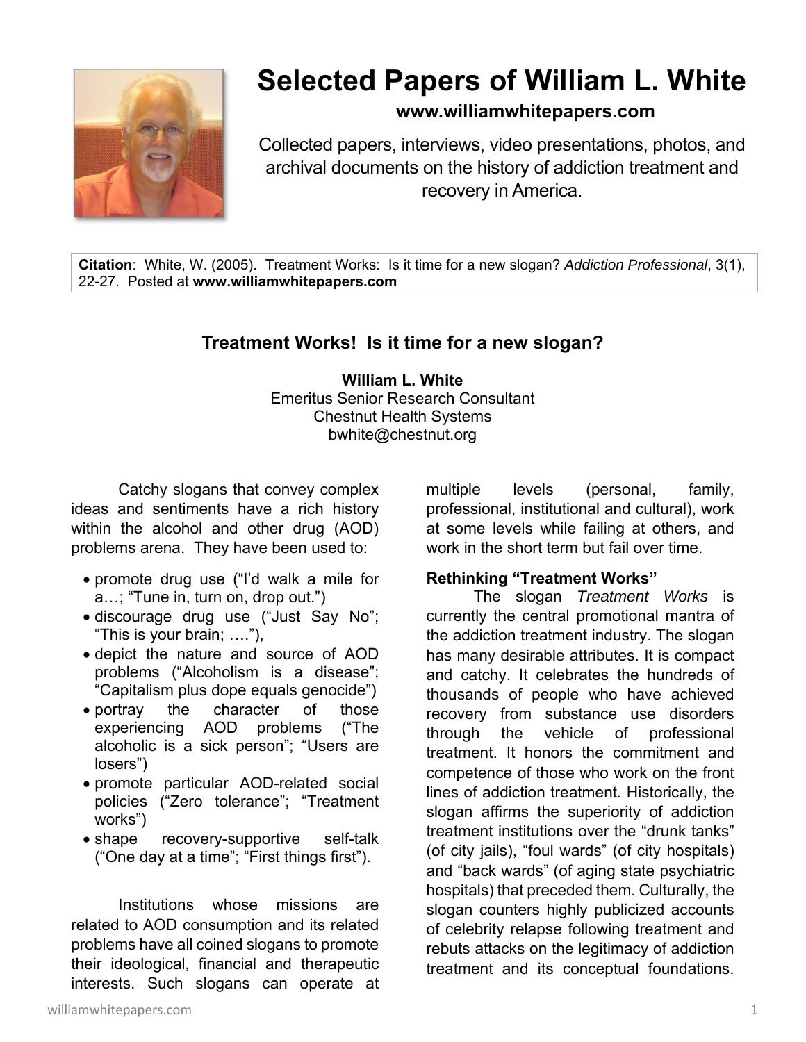# Selected Papers of William L. White

**www.williamwhitepapers.com**

Collected papers, interviews, video presentations, photos, and archival documents on the history of addiction treatment and recovery in America.

**Citation**: White, W. (2005). Treatment Works: Is it time for a new slogan? *Addiction Professional*, 3(1), 22-27. Posted at **www.williamwhitepapers.com**

## Treatment Works! Is it time for a new slogan?

**William L. White**
Emeritus Senior Research Consultant
Chestnut Health Systems
bwhite@chestnut.org

Catchy slogans that convey complex ideas and sentiments have a rich history within the alcohol and other drug (AOD) problems arena. They have been used to:

- promote drug use ("I'd walk a mile for a…; "Tune in, turn on, drop out.")
- discourage drug use ("Just Say No"; "This is your brain; ….."),
- depict the nature and source of AOD problems ("Alcoholism is a disease"; "Capitalism plus dope equals genocide")
- portray the character of those experiencing AOD problems ("The alcoholic is a sick person"; "Users are losers")
- promote particular AOD-related social policies ("Zero tolerance"; "Treatment works")
- shape recovery-supportive self-talk ("One day at a time"; "First things first").

Institutions whose missions are related to AOD consumption and its related problems have all coined slogans to promote their ideological, financial and therapeutic interests. Such slogans can operate at multiple levels (personal, family, professional, institutional and cultural), work at some levels while failing at others, and work in the short term but fail over time.

**Rethinking "Treatment Works"**

The slogan *Treatment Works* is currently the central promotional mantra of the addiction treatment industry. The slogan has many desirable attributes. It is compact and catchy. It celebrates the hundreds of thousands of people who have achieved recovery from substance use disorders through the vehicle of professional treatment. It honors the commitment and competence of those who work on the front lines of addiction treatment. Historically, the slogan affirms the superiority of addiction treatment institutions over the "drunk tanks" (of city jails), "foul wards" (of city hospitals) and "back wards" (of aging state psychiatric hospitals) that preceded them. Culturally, the slogan counters highly publicized accounts of celebrity relapse following treatment and rebuts attacks on the legitimacy of addiction treatment and its conceptual foundations.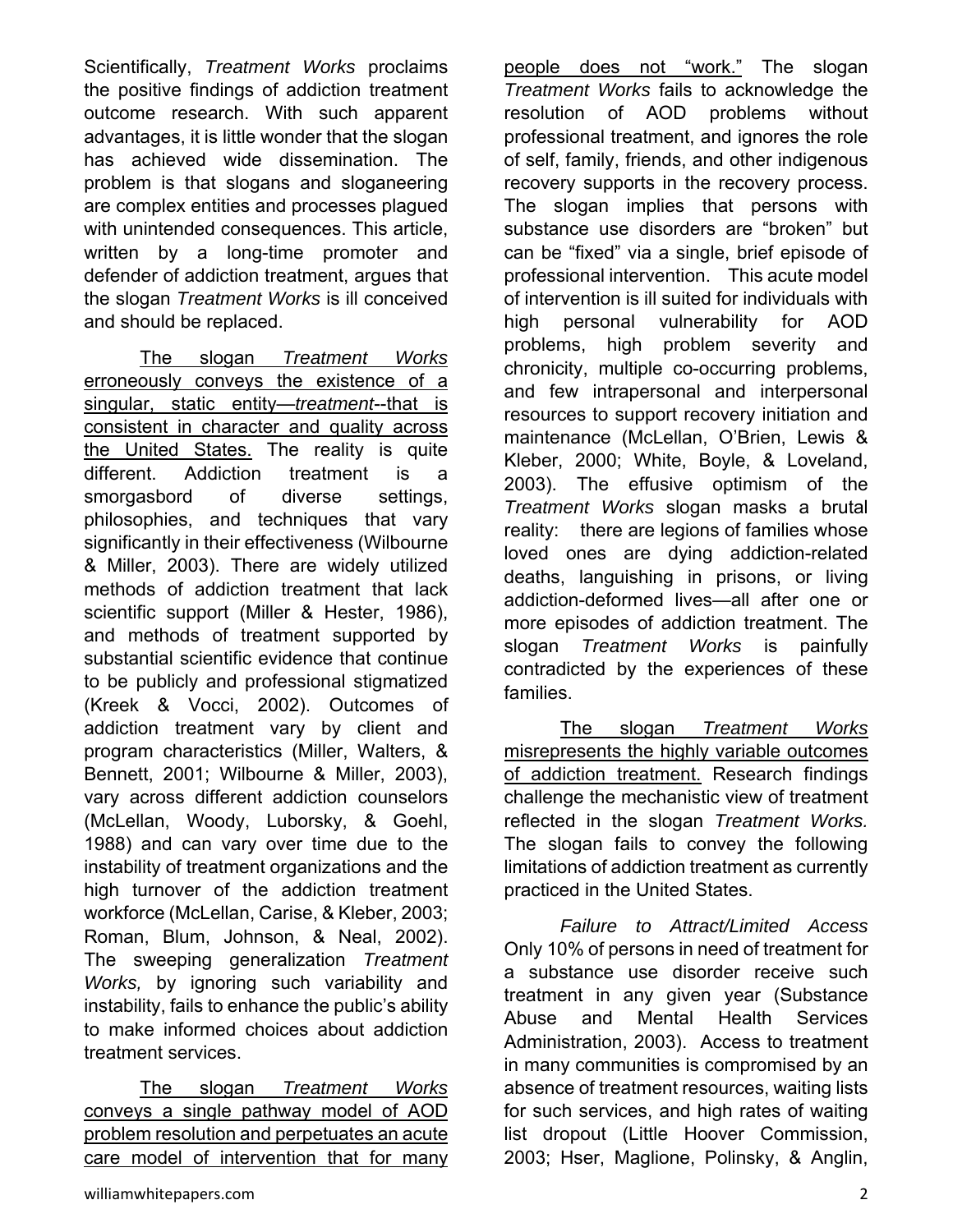Scientifically, *Treatment Works* proclaims the positive findings of addiction treatment outcome research. With such apparent advantages, it is little wonder that the slogan has achieved wide dissemination. The problem is that slogans and sloganeering are complex entities and processes plagued with unintended consequences. This article, written by a long-time promoter and defender of addiction treatment, argues that the slogan *Treatment Works* is ill conceived and should be replaced.

<u>The slogan *Treatment Works* erroneously conveys the existence of a singular, static entity—*treatment*--that is consistent in character and quality across the United States.</u> The reality is quite different. Addiction treatment is a smorgasbord of diverse settings, philosophies, and techniques that vary significantly in their effectiveness (Wilbourne & Miller, 2003). There are widely utilized methods of addiction treatment that lack scientific support (Miller & Hester, 1986), and methods of treatment supported by substantial scientific evidence that continue to be publicly and professional stigmatized (Kreek & Vocci, 2002). Outcomes of addiction treatment vary by client and program characteristics (Miller, Walters, & Bennett, 2001; Wilbourne & Miller, 2003), vary across different addiction counselors (McLellan, Woody, Luborsky, & Goehl, 1988) and can vary over time due to the instability of treatment organizations and the high turnover of the addiction treatment workforce (McLellan, Carise, & Kleber, 2003; Roman, Blum, Johnson, & Neal, 2002). The sweeping generalization *Treatment Works,* by ignoring such variability and instability, fails to enhance the public's ability to make informed choices about addiction treatment services.

<u>The slogan *Treatment Works* conveys a single pathway model of AOD problem resolution and perpetuates an acute care model of intervention that for many people does not "work."</u> The slogan *Treatment Works* fails to acknowledge the resolution of AOD problems without professional treatment, and ignores the role of self, family, friends, and other indigenous recovery supports in the recovery process. The slogan implies that persons with substance use disorders are "broken" but can be "fixed" via a single, brief episode of professional intervention. This acute model of intervention is ill suited for individuals with high personal vulnerability for AOD problems, high problem severity and chronicity, multiple co-occurring problems, and few intrapersonal and interpersonal resources to support recovery initiation and maintenance (McLellan, O'Brien, Lewis & Kleber, 2000; White, Boyle, & Loveland, 2003). The effusive optimism of the *Treatment Works* slogan masks a brutal reality: there are legions of families whose loved ones are dying addiction-related deaths, languishing in prisons, or living addiction-deformed lives—all after one or more episodes of addiction treatment. The slogan *Treatment Works* is painfully contradicted by the experiences of these families.

<u>The slogan *Treatment Works* misrepresents the highly variable outcomes of addiction treatment.</u> Research findings challenge the mechanistic view of treatment reflected in the slogan *Treatment Works.* The slogan fails to convey the following limitations of addiction treatment as currently practiced in the United States.

*Failure to Attract/Limited Access* Only 10% of persons in need of treatment for a substance use disorder receive such treatment in any given year (Substance Abuse and Mental Health Services Administration, 2003). Access to treatment in many communities is compromised by an absence of treatment resources, waiting lists for such services, and high rates of waiting list dropout (Little Hoover Commission, 2003; Hser, Maglione, Polinsky, & Anglin,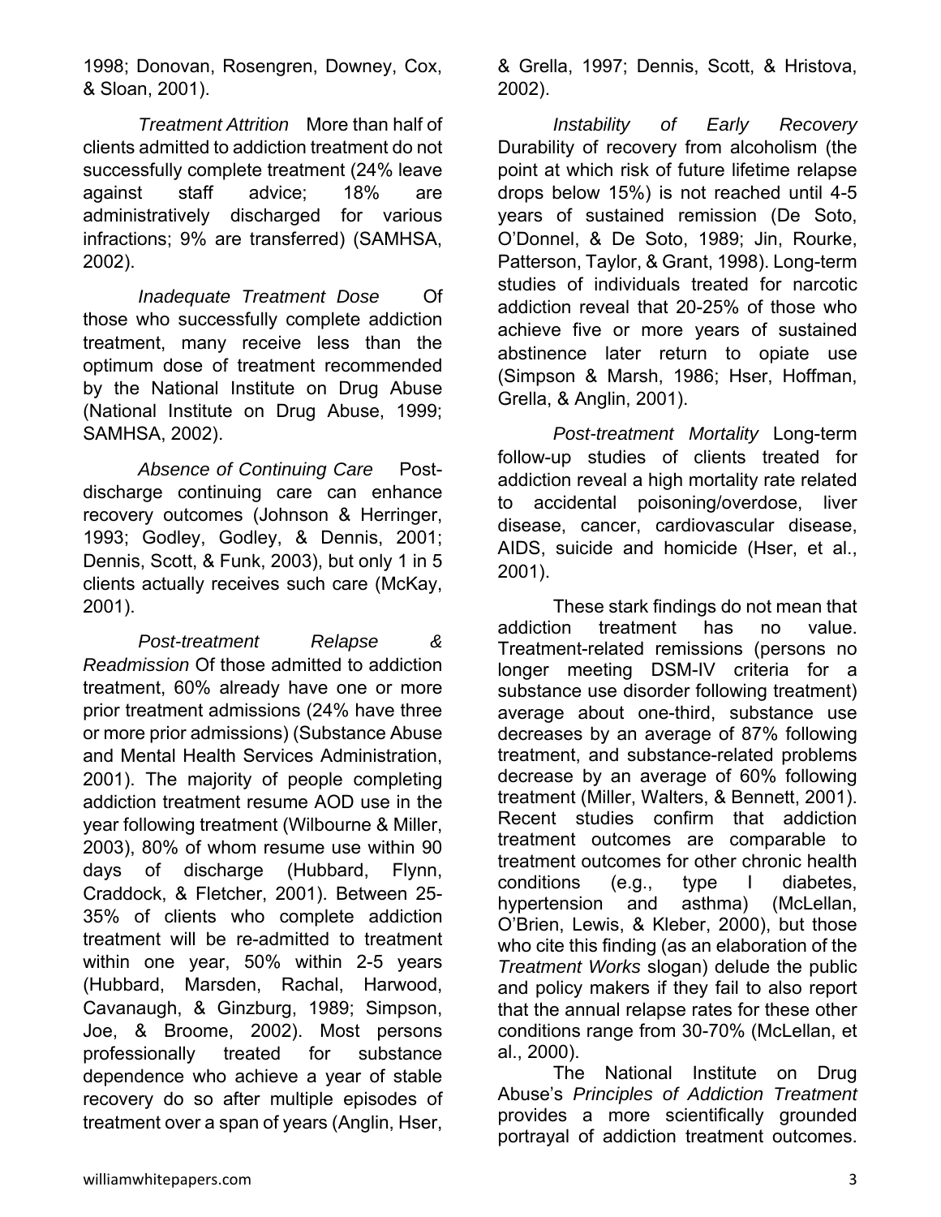1998; Donovan, Rosengren, Downey, Cox, & Sloan, 2001).

*Treatment Attrition* More than half of clients admitted to addiction treatment do not successfully complete treatment (24% leave against staff advice; 18% are administratively discharged for various infractions; 9% are transferred) (SAMHSA, 2002).

*Inadequate Treatment Dose* Of those who successfully complete addiction treatment, many receive less than the optimum dose of treatment recommended by the National Institute on Drug Abuse (National Institute on Drug Abuse, 1999; SAMHSA, 2002).

*Absence of Continuing Care* Post-discharge continuing care can enhance recovery outcomes (Johnson & Herringer, 1993; Godley, Godley, & Dennis, 2001; Dennis, Scott, & Funk, 2003), but only 1 in 5 clients actually receives such care (McKay, 2001).

*Post-treatment Relapse & Readmission* Of those admitted to addiction treatment, 60% already have one or more prior treatment admissions (24% have three or more prior admissions) (Substance Abuse and Mental Health Services Administration, 2001). The majority of people completing addiction treatment resume AOD use in the year following treatment (Wilbourne & Miller, 2003), 80% of whom resume use within 90 days of discharge (Hubbard, Flynn, Craddock, & Fletcher, 2001). Between 25-35% of clients who complete addiction treatment will be re-admitted to treatment within one year, 50% within 2-5 years (Hubbard, Marsden, Rachal, Harwood, Cavanaugh, & Ginzburg, 1989; Simpson, Joe, & Broome, 2002). Most persons professionally treated for substance dependence who achieve a year of stable recovery do so after multiple episodes of treatment over a span of years (Anglin, Hser, & Grella, 1997; Dennis, Scott, & Hristova, 2002).

*Instability of Early Recovery* Durability of recovery from alcoholism (the point at which risk of future lifetime relapse drops below 15%) is not reached until 4-5 years of sustained remission (De Soto, O'Donnel, & De Soto, 1989; Jin, Rourke, Patterson, Taylor, & Grant, 1998). Long-term studies of individuals treated for narcotic addiction reveal that 20-25% of those who achieve five or more years of sustained abstinence later return to opiate use (Simpson & Marsh, 1986; Hser, Hoffman, Grella, & Anglin, 2001).

*Post-treatment Mortality* Long-term follow-up studies of clients treated for addiction reveal a high mortality rate related to accidental poisoning/overdose, liver disease, cancer, cardiovascular disease, AIDS, suicide and homicide (Hser, et al., 2001).

These stark findings do not mean that addiction treatment has no value. Treatment-related remissions (persons no longer meeting DSM-IV criteria for a substance use disorder following treatment) average about one-third, substance use decreases by an average of 87% following treatment, and substance-related problems decrease by an average of 60% following treatment (Miller, Walters, & Bennett, 2001). Recent studies confirm that addiction treatment outcomes are comparable to treatment outcomes for other chronic health conditions (e.g., type I diabetes, hypertension and asthma) (McLellan, O'Brien, Lewis, & Kleber, 2000), but those who cite this finding (as an elaboration of the *Treatment Works* slogan) delude the public and policy makers if they fail to also report that the annual relapse rates for these other conditions range from 30-70% (McLellan, et al., 2000).

The National Institute on Drug Abuse's *Principles of Addiction Treatment* provides a more scientifically grounded portrayal of addiction treatment outcomes.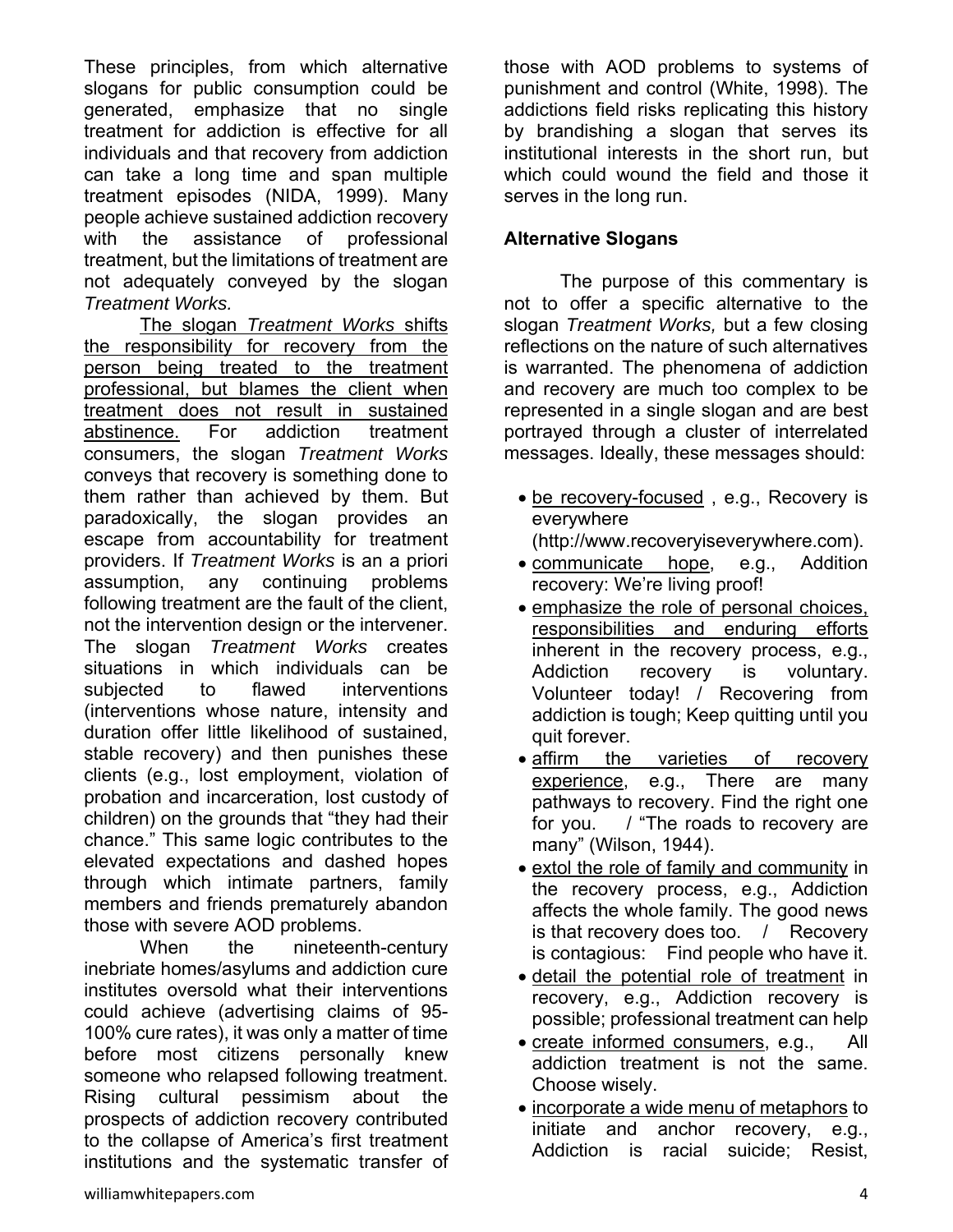These principles, from which alternative slogans for public consumption could be generated, emphasize that no single treatment for addiction is effective for all individuals and that recovery from addiction can take a long time and span multiple treatment episodes (NIDA, 1999). Many people achieve sustained addiction recovery with the assistance of professional treatment, but the limitations of treatment are not adequately conveyed by the slogan *Treatment Works.*

<u>The slogan *Treatment Works* shifts the responsibility for recovery from the person being treated to the treatment professional, but blames the client when treatment does not result in sustained abstinence.</u> For addiction treatment consumers, the slogan *Treatment Works* conveys that recovery is something done to them rather than achieved by them. But paradoxically, the slogan provides an escape from accountability for treatment providers. If *Treatment Works* is an a priori assumption, any continuing problems following treatment are the fault of the client, not the intervention design or the intervener. The slogan *Treatment Works* creates situations in which individuals can be subjected to flawed interventions (interventions whose nature, intensity and duration offer little likelihood of sustained, stable recovery) and then punishes these clients (e.g., lost employment, violation of probation and incarceration, lost custody of children) on the grounds that "they had their chance." This same logic contributes to the elevated expectations and dashed hopes through which intimate partners, family members and friends prematurely abandon those with severe AOD problems.

When the nineteenth-century inebriate homes/asylums and addiction cure institutes oversold what their interventions could achieve (advertising claims of 95-100% cure rates), it was only a matter of time before most citizens personally knew someone who relapsed following treatment. Rising cultural pessimism about the prospects of addiction recovery contributed to the collapse of America's first treatment institutions and the systematic transfer of those with AOD problems to systems of punishment and control (White, 1998). The addictions field risks replicating this history by brandishing a slogan that serves its institutional interests in the short run, but which could wound the field and those it serves in the long run.

**Alternative Slogans**

The purpose of this commentary is not to offer a specific alternative to the slogan *Treatment Works,* but a few closing reflections on the nature of such alternatives is warranted. The phenomena of addiction and recovery are much too complex to be represented in a single slogan and are best portrayed through a cluster of interrelated messages. Ideally, these messages should:

- <u>be recovery-focused</u> , e.g., Recovery is everywhere (http://www.recoveryiseverywhere.com).
- <u>communicate hope</u>, e.g., Addition recovery: We're living proof!
- <u>emphasize the role of personal choices, responsibilities and enduring efforts</u> inherent in the recovery process, e.g., Addiction recovery is voluntary. Volunteer today! / Recovering from addiction is tough; Keep quitting until you quit forever.
- <u>affirm the varieties of recovery experience</u>, e.g., There are many pathways to recovery. Find the right one for you. / "The roads to recovery are many" (Wilson, 1944).
- <u>extol the role of family and community</u> in the recovery process, e.g., Addiction affects the whole family. The good news is that recovery does too. / Recovery is contagious: Find people who have it.
- <u>detail the potential role of treatment</u> in recovery, e.g., Addiction recovery is possible; professional treatment can help
- <u>create informed consumers</u>, e.g., All addiction treatment is not the same. Choose wisely.
- <u>incorporate a wide menu of metaphors</u> to initiate and anchor recovery, e.g., Addiction is racial suicide; Resist,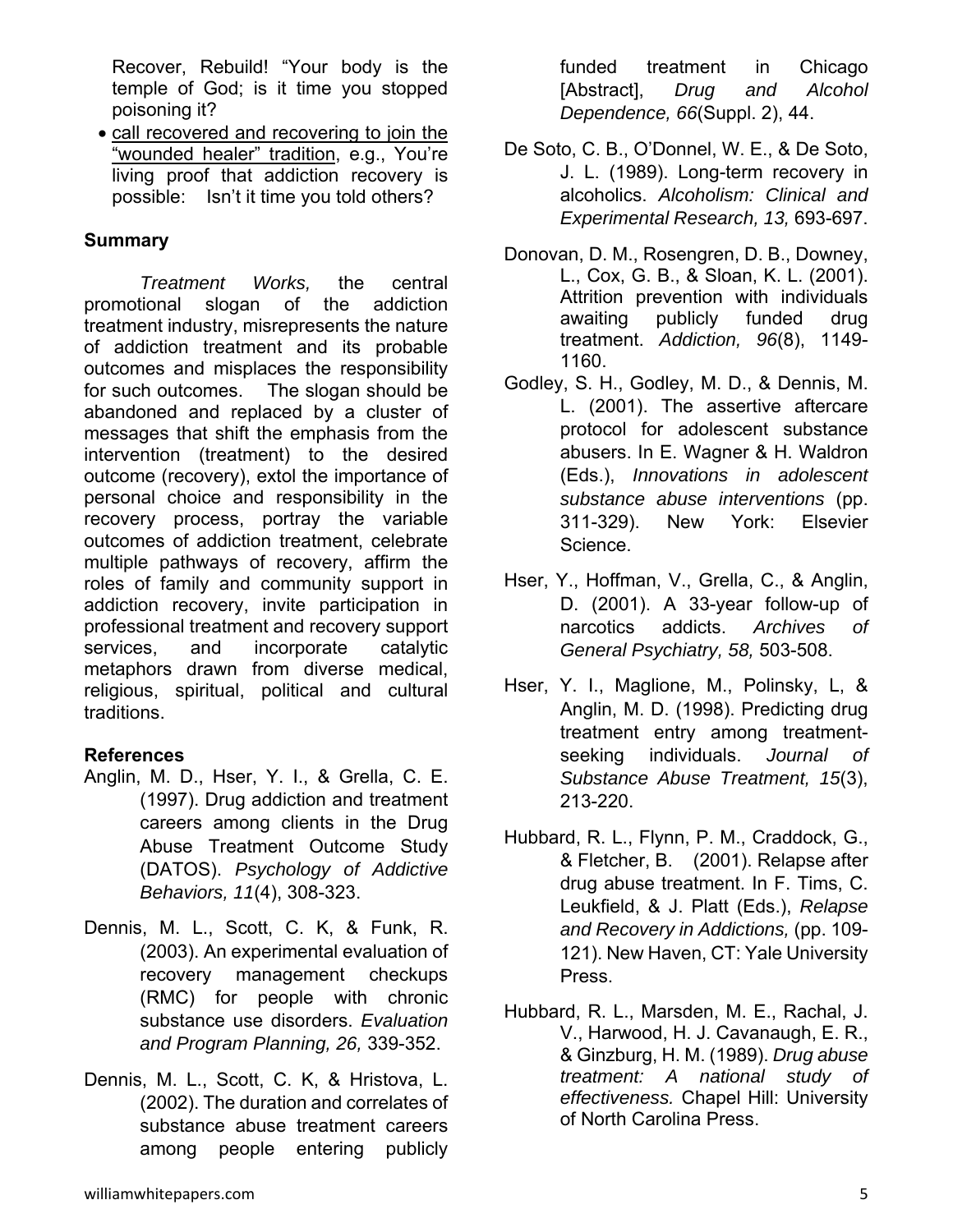Recover, Rebuild! "Your body is the temple of God; is it time you stopped poisoning it?

- <u>call recovered and recovering to join the "wounded healer" tradition</u>, e.g., You're living proof that addiction recovery is possible: Isn't it time you told others?

**Summary**

*Treatment Works,* the central promotional slogan of the addiction treatment industry, misrepresents the nature of addiction treatment and its probable outcomes and misplaces the responsibility for such outcomes. The slogan should be abandoned and replaced by a cluster of messages that shift the emphasis from the intervention (treatment) to the desired outcome (recovery), extol the importance of personal choice and responsibility in the recovery process, portray the variable outcomes of addiction treatment, celebrate multiple pathways of recovery, affirm the roles of family and community support in addiction recovery, invite participation in professional treatment and recovery support services, and incorporate catalytic metaphors drawn from diverse medical, religious, spiritual, political and cultural traditions.

**References**

Anglin, M. D., Hser, Y. I., & Grella, C. E. (1997). Drug addiction and treatment careers among clients in the Drug Abuse Treatment Outcome Study (DATOS). *Psychology of Addictive Behaviors, 11*(4), 308-323.

Dennis, M. L., Scott, C. K, & Funk, R. (2003). An experimental evaluation of recovery management checkups (RMC) for people with chronic substance use disorders. *Evaluation and Program Planning, 26,* 339-352.

Dennis, M. L., Scott, C. K, & Hristova, L. (2002). The duration and correlates of substance abuse treatment careers among people entering publicly funded treatment in Chicago [Abstract], *Drug and Alcohol Dependence, 66*(Suppl. 2), 44.

De Soto, C. B., O'Donnel, W. E., & De Soto, J. L. (1989). Long-term recovery in alcoholics. *Alcoholism: Clinical and Experimental Research, 13,* 693-697.

Donovan, D. M., Rosengren, D. B., Downey, L., Cox, G. B., & Sloan, K. L. (2001). Attrition prevention with individuals awaiting publicly funded drug treatment. *Addiction, 96*(8), 1149-1160.

Godley, S. H., Godley, M. D., & Dennis, M. L. (2001). The assertive aftercare protocol for adolescent substance abusers. In E. Wagner & H. Waldron (Eds.), *Innovations in adolescent substance abuse interventions* (pp. 311-329). New York: Elsevier Science.

Hser, Y., Hoffman, V., Grella, C., & Anglin, D. (2001). A 33-year follow-up of narcotics addicts. *Archives of General Psychiatry, 58,* 503-508.

Hser, Y. I., Maglione, M., Polinsky, L, & Anglin, M. D. (1998). Predicting drug treatment entry among treatment-seeking individuals. *Journal of Substance Abuse Treatment, 15*(3), 213-220.

Hubbard, R. L., Flynn, P. M., Craddock, G., & Fletcher, B. (2001). Relapse after drug abuse treatment. In F. Tims, C. Leukfield, & J. Platt (Eds.), *Relapse and Recovery in Addictions,* (pp. 109-121). New Haven, CT: Yale University Press.

Hubbard, R. L., Marsden, M. E., Rachal, J. V., Harwood, H. J. Cavanaugh, E. R., & Ginzburg, H. M. (1989). *Drug abuse treatment: A national study of effectiveness.* Chapel Hill: University of North Carolina Press.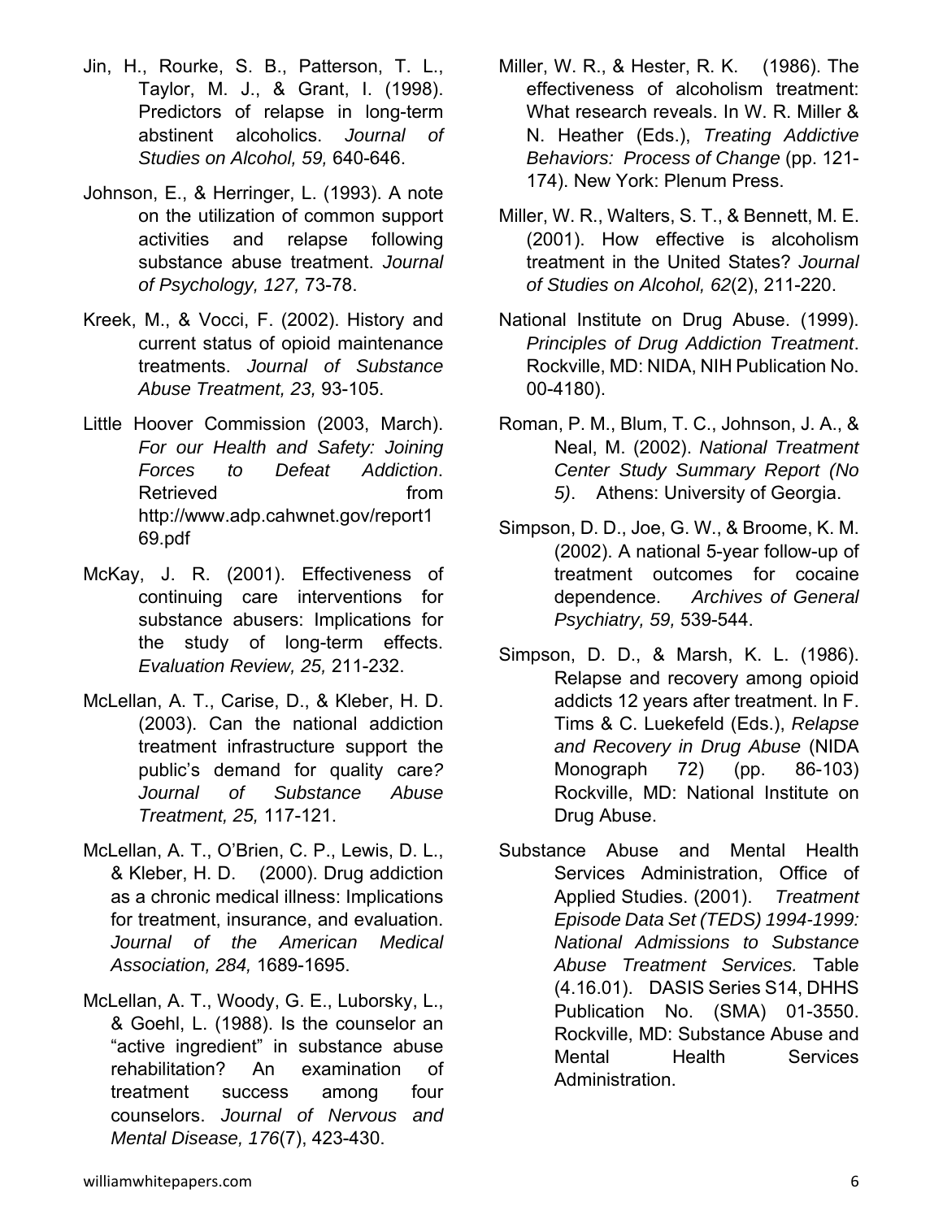Jin, H., Rourke, S. B., Patterson, T. L., Taylor, M. J., & Grant, I. (1998). Predictors of relapse in long-term abstinent alcoholics. *Journal of Studies on Alcohol, 59,* 640-646.

Johnson, E., & Herringer, L. (1993). A note on the utilization of common support activities and relapse following substance abuse treatment. *Journal of Psychology, 127,* 73-78.

Kreek, M., & Vocci, F. (2002). History and current status of opioid maintenance treatments. *Journal of Substance Abuse Treatment, 23,* 93-105.

Little Hoover Commission (2003, March). *For our Health and Safety: Joining Forces to Defeat Addiction*. Retrieved from http://www.adp.cahwnet.gov/report169.pdf

McKay, J. R. (2001). Effectiveness of continuing care interventions for substance abusers: Implications for the study of long-term effects. *Evaluation Review, 25,* 211-232.

McLellan, A. T., Carise, D., & Kleber, H. D. (2003). Can the national addiction treatment infrastructure support the public's demand for quality care? *Journal of Substance Abuse Treatment, 25,* 117-121.

McLellan, A. T., O'Brien, C. P., Lewis, D. L., & Kleber, H. D. (2000). Drug addiction as a chronic medical illness: Implications for treatment, insurance, and evaluation. *Journal of the American Medical Association, 284,* 1689-1695.

McLellan, A. T., Woody, G. E., Luborsky, L., & Goehl, L. (1988). Is the counselor an "active ingredient" in substance abuse rehabilitation? An examination of treatment success among four counselors. *Journal of Nervous and Mental Disease, 176*(7), 423-430.

Miller, W. R., & Hester, R. K. (1986). The effectiveness of alcoholism treatment: What research reveals. In W. R. Miller & N. Heather (Eds.), *Treating Addictive Behaviors: Process of Change* (pp. 121-174). New York: Plenum Press.

Miller, W. R., Walters, S. T., & Bennett, M. E. (2001). How effective is alcoholism treatment in the United States? *Journal of Studies on Alcohol, 62*(2), 211-220.

National Institute on Drug Abuse. (1999). *Principles of Drug Addiction Treatment*. Rockville, MD: NIDA, NIH Publication No. 00-4180).

Roman, P. M., Blum, T. C., Johnson, J. A., & Neal, M. (2002). *National Treatment Center Study Summary Report (No 5)*. Athens: University of Georgia.

Simpson, D. D., Joe, G. W., & Broome, K. M. (2002). A national 5-year follow-up of treatment outcomes for cocaine dependence. *Archives of General Psychiatry, 59,* 539-544.

Simpson, D. D., & Marsh, K. L. (1986). Relapse and recovery among opioid addicts 12 years after treatment. In F. Tims & C. Luekefeld (Eds.), *Relapse and Recovery in Drug Abuse* (NIDA Monograph 72) (pp. 86-103) Rockville, MD: National Institute on Drug Abuse.

Substance Abuse and Mental Health Services Administration, Office of Applied Studies. (2001). *Treatment Episode Data Set (TEDS) 1994-1999: National Admissions to Substance Abuse Treatment Services.* Table (4.16.01). DASIS Series S14, DHHS Publication No. (SMA) 01-3550. Rockville, MD: Substance Abuse and Mental Health Services Administration.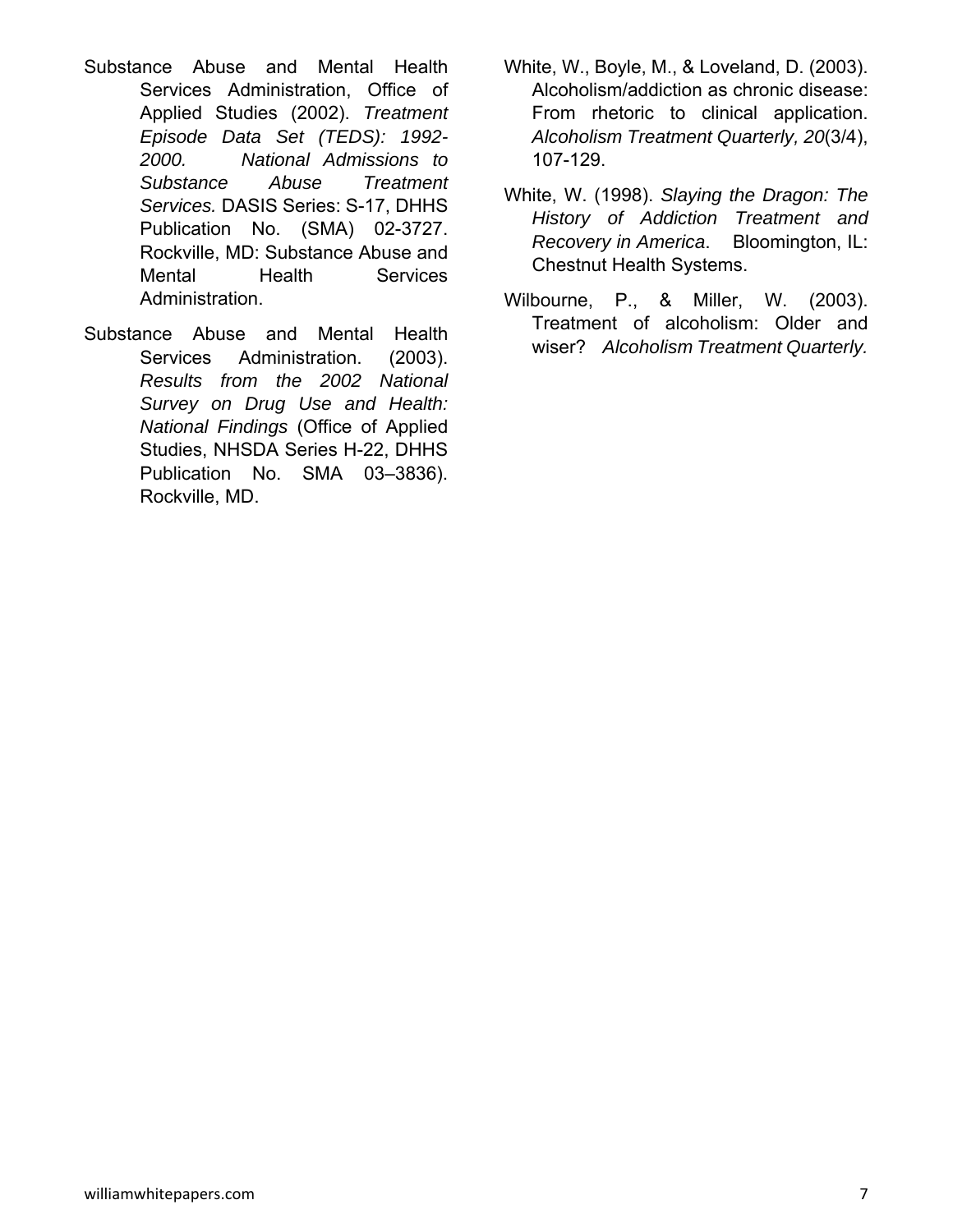Substance Abuse and Mental Health Services Administration, Office of Applied Studies (2002). *Treatment Episode Data Set (TEDS): 1992-2000. National Admissions to Substance Abuse Treatment Services.* DASIS Series: S-17, DHHS Publication No. (SMA) 02-3727. Rockville, MD: Substance Abuse and Mental Health Services Administration.

Substance Abuse and Mental Health Services Administration. (2003). *Results from the 2002 National Survey on Drug Use and Health: National Findings* (Office of Applied Studies, NHSDA Series H-22, DHHS Publication No. SMA 03–3836). Rockville, MD.

White, W., Boyle, M., & Loveland, D. (2003). Alcoholism/addiction as chronic disease: From rhetoric to clinical application. *Alcoholism Treatment Quarterly, 20*(3/4), 107-129.

White, W. (1998). *Slaying the Dragon: The History of Addiction Treatment and Recovery in America*. Bloomington, IL: Chestnut Health Systems.

Wilbourne, P., & Miller, W. (2003). Treatment of alcoholism: Older and wiser? *Alcoholism Treatment Quarterly.*